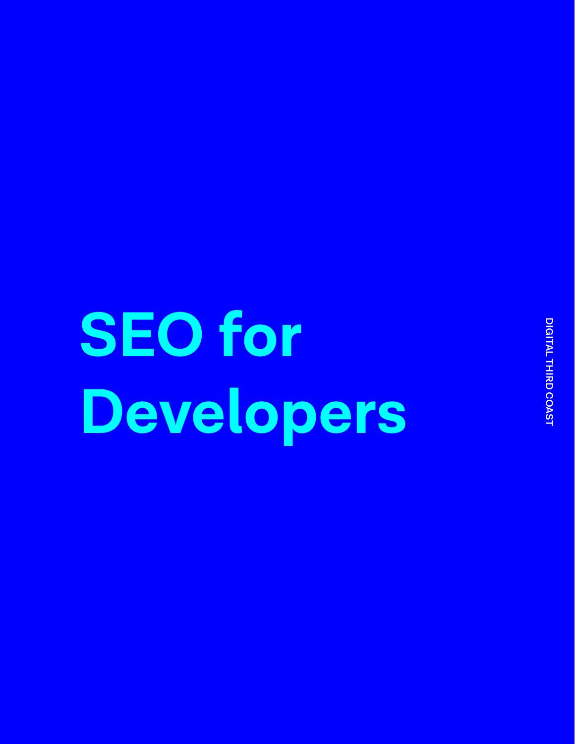# SEO for Developers

DIGITAL THIRD COAST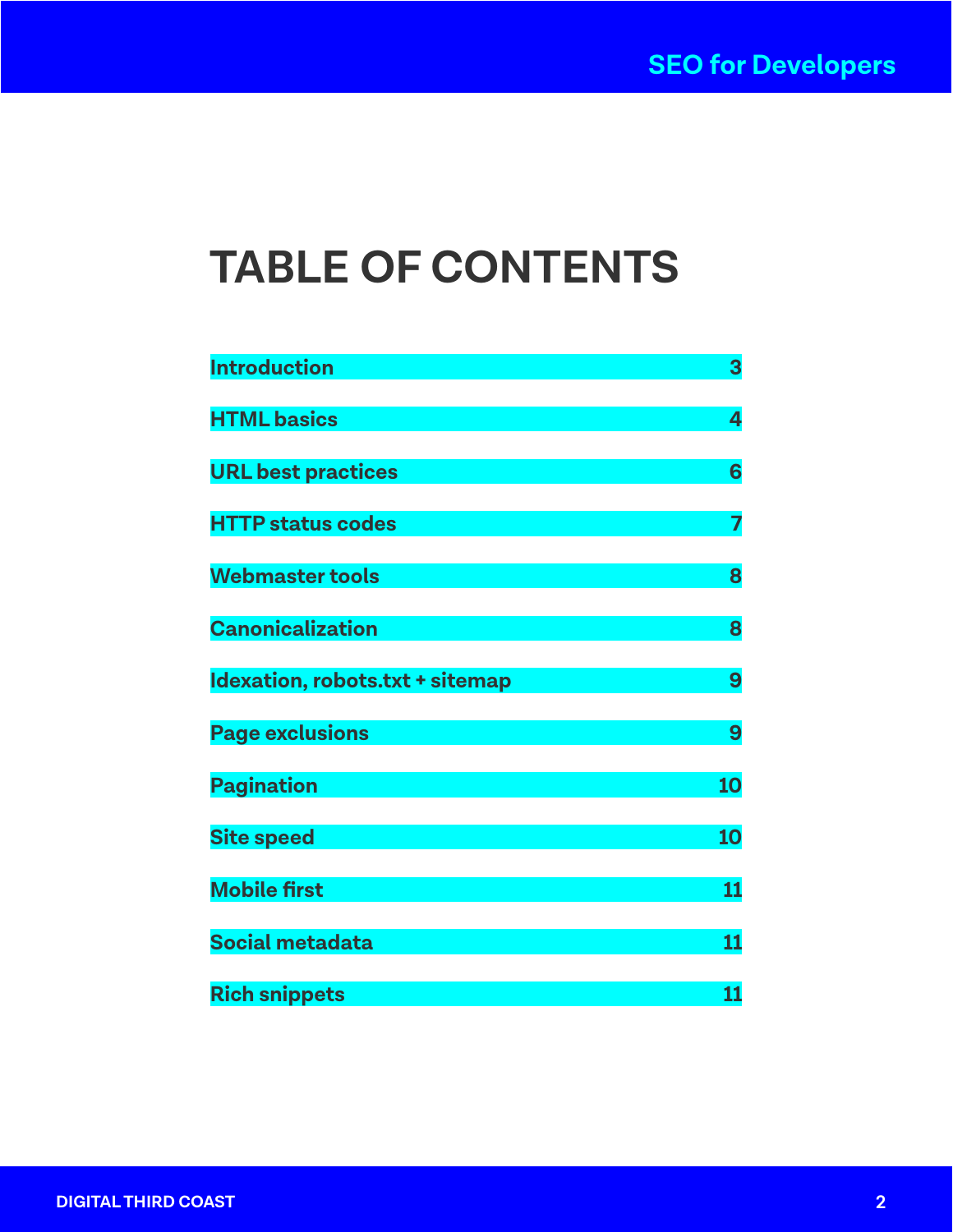# TABLE OF CONTENTS

| | |
|---|---|
| Introduction | 3 |
| HTML basics | 4 |
| URL best practices | 6 |
| HTTP status codes | 7 |
| Webmaster tools | 8 |
| Canonicalization | 8 |
| Idexation, robots.txt + sitemap | 9 |
| Page exclusions | 9 |
| Pagination | 10 |
| Site speed | 10 |
| Mobile first | 11 |
| Social metadata | 11 |
| Rich snippets | 11 |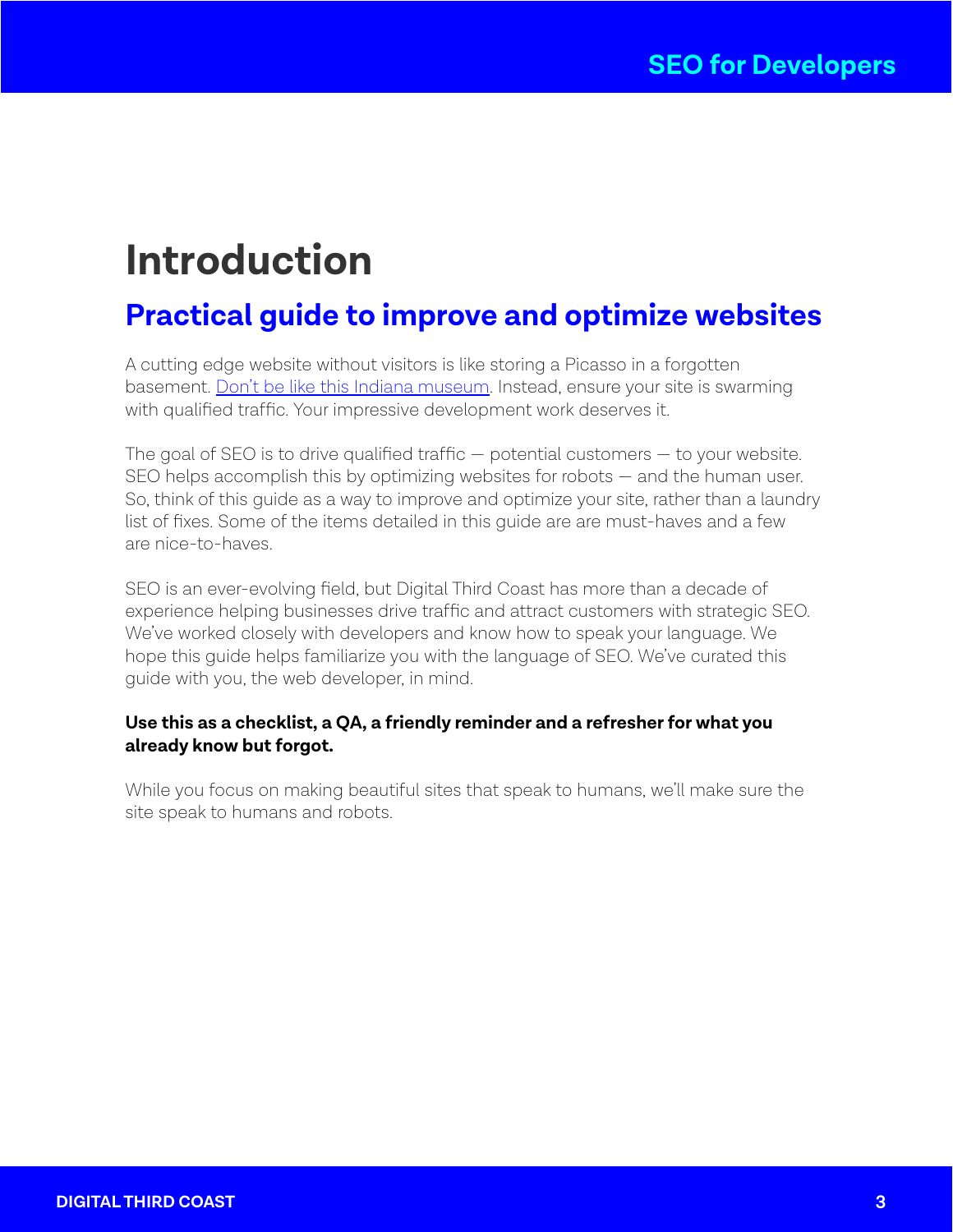# Introduction

## Practical guide to improve and optimize websites

A cutting edge website without visitors is like storing a Picasso in a forgotten basement. Don't be like this Indiana museum. Instead, ensure your site is swarming with qualified traffic. Your impressive development work deserves it.

The goal of SEO is to drive qualified traffic — potential customers — to your website. SEO helps accomplish this by optimizing websites for robots — and the human user. So, think of this guide as a way to improve and optimize your site, rather than a laundry list of fixes. Some of the items detailed in this guide are are must-haves and a few are nice-to-haves.

SEO is an ever-evolving field, but Digital Third Coast has more than a decade of experience helping businesses drive traffic and attract customers with strategic SEO. We've worked closely with developers and know how to speak your language. We hope this guide helps familiarize you with the language of SEO. We've curated this guide with you, the web developer, in mind.

**Use this as a checklist, a QA, a friendly reminder and a refresher for what you already know but forgot.**

While you focus on making beautiful sites that speak to humans, we'll make sure the site speak to humans and robots.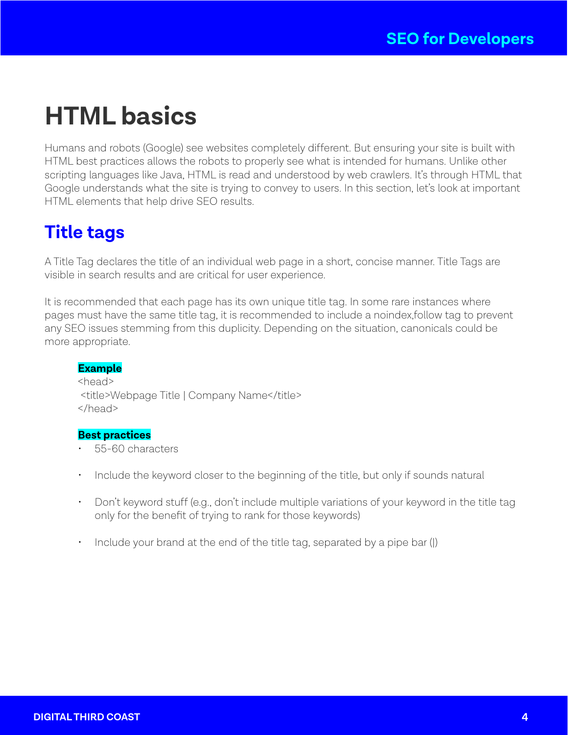# HTML basics

Humans and robots (Google) see websites completely different. But ensuring your site is built with HTML best practices allows the robots to properly see what is intended for humans. Unlike other scripting languages like Java, HTML is read and understood by web crawlers. It's through HTML that Google understands what the site is trying to convey to users. In this section, let's look at important HTML elements that help drive SEO results.

## Title tags

A Title Tag declares the title of an individual web page in a short, concise manner. Title Tags are visible in search results and are critical for user experience.

It is recommended that each page has its own unique title tag. In some rare instances where pages must have the same title tag, it is recommended to include a noindex,follow tag to prevent any SEO issues stemming from this duplicity. Depending on the situation, canonicals could be more appropriate.

**Example**

```
<head>
 <title>Webpage Title | Company Name</title>
</head>
```

**Best practices**

- 55-60 characters
- Include the keyword closer to the beginning of the title, but only if sounds natural
- Don't keyword stuff (e.g., don't include multiple variations of your keyword in the title tag only for the benefit of trying to rank for those keywords)
- Include your brand at the end of the title tag, separated by a pipe bar (|)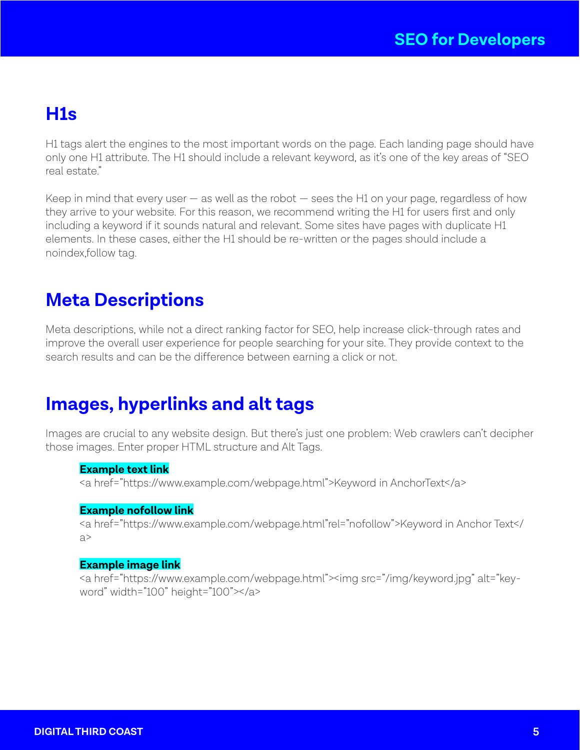## H1s

H1 tags alert the engines to the most important words on the page. Each landing page should have only one H1 attribute. The H1 should include a relevant keyword, as it's one of the key areas of "SEO real estate."

Keep in mind that every user — as well as the robot — sees the H1 on your page, regardless of how they arrive to your website. For this reason, we recommend writing the H1 for users first and only including a keyword if it sounds natural and relevant. Some sites have pages with duplicate H1 elements. In these cases, either the H1 should be re-written or the pages should include a noindex,follow tag.

## Meta Descriptions

Meta descriptions, while not a direct ranking factor for SEO, help increase click-through rates and improve the overall user experience for people searching for your site. They provide context to the search results and can be the difference between earning a click or not.

## Images, hyperlinks and alt tags

Images are crucial to any website design. But there's just one problem: Web crawlers can't decipher those images. Enter proper HTML structure and Alt Tags.

**Example text link**

```
<a href="https://www.example.com/webpage.html">Keyword in AnchorText</a>
```

**Example nofollow link**

```
<a href="https://www.example.com/webpage.html"rel="nofollow">Keyword in Anchor Text</a>
```

**Example image link**

```
<a href="https://www.example.com/webpage.html"><img src="/img/keyword.jpg" alt="keyword" width="100" height="100"></a>
```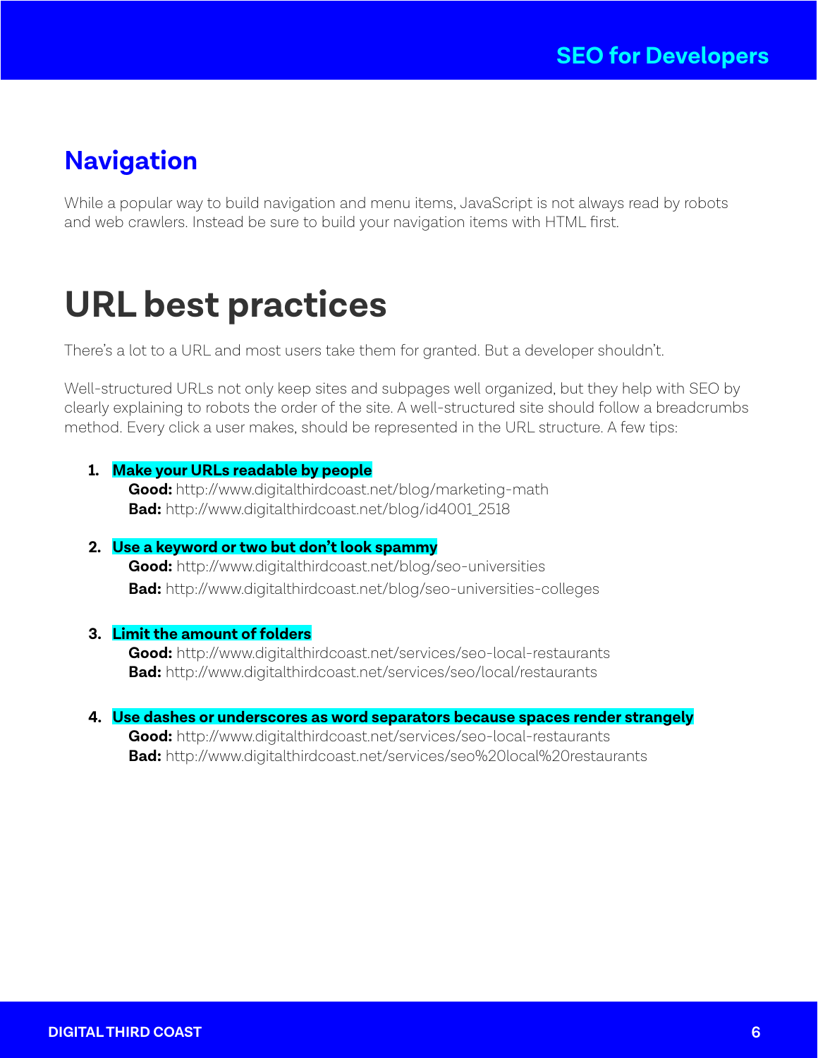## Navigation

While a popular way to build navigation and menu items, JavaScript is not always read by robots and web crawlers. Instead be sure to build your navigation items with HTML first.

# URL best practices

There's a lot to a URL and most users take them for granted. But a developer shouldn't.

Well-structured URLs not only keep sites and subpages well organized, but they help with SEO by clearly explaining to robots the order of the site. A well-structured site should follow a breadcrumbs method. Every click a user makes, should be represented in the URL structure. A few tips:

1. **Make your URLs readable by people**
   **Good:** http://www.digitalthirdcoast.net/blog/marketing-math
   **Bad:** http://www.digitalthirdcoast.net/blog/id4001_2518

2. **Use a keyword or two but don't look spammy**
   **Good:** http://www.digitalthirdcoast.net/blog/seo-universities
   **Bad:** http://www.digitalthirdcoast.net/blog/seo-universities-colleges

3. **Limit the amount of folders**
   **Good:** http://www.digitalthirdcoast.net/services/seo-local-restaurants
   **Bad:** http://www.digitalthirdcoast.net/services/seo/local/restaurants

4. **Use dashes or underscores as word separators because spaces render strangely**
   **Good:** http://www.digitalthirdcoast.net/services/seo-local-restaurants
   **Bad:** http://www.digitalthirdcoast.net/services/seo%20local%20restaurants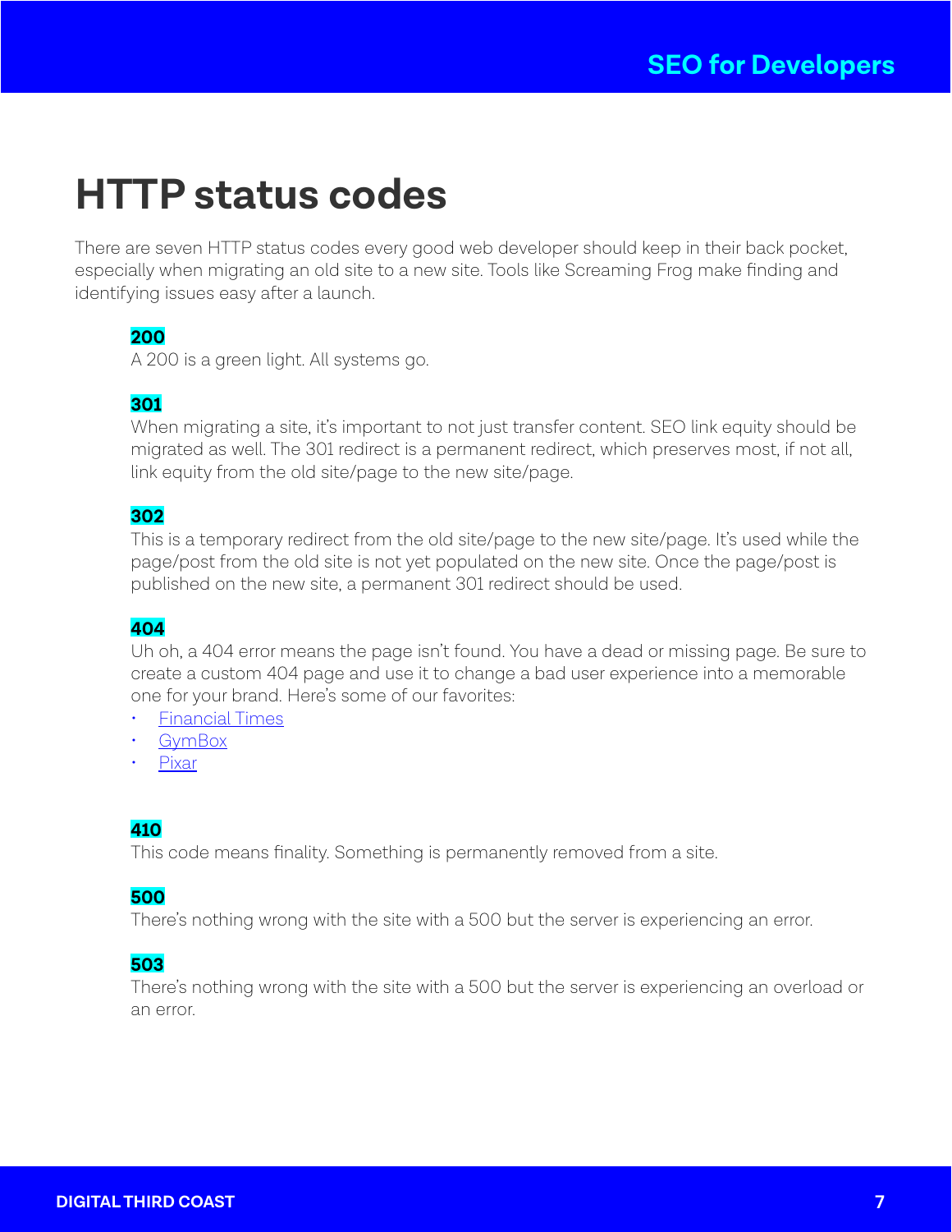# HTTP status codes

There are seven HTTP status codes every good web developer should keep in their back pocket, especially when migrating an old site to a new site. Tools like Screaming Frog make finding and identifying issues easy after a launch.

**200**

A 200 is a green light. All systems go.

**301**

When migrating a site, it's important to not just transfer content. SEO link equity should be migrated as well. The 301 redirect is a permanent redirect, which preserves most, if not all, link equity from the old site/page to the new site/page.

**302**

This is a temporary redirect from the old site/page to the new site/page. It's used while the page/post from the old site is not yet populated on the new site. Once the page/post is published on the new site, a permanent 301 redirect should be used.

**404**

Uh oh, a 404 error means the page isn't found. You have a dead or missing page. Be sure to create a custom 404 page and use it to change a bad user experience into a memorable one for your brand. Here's some of our favorites:

- Financial Times
- GymBox
- Pixar

**410**

This code means finality. Something is permanently removed from a site.

**500**

There's nothing wrong with the site with a 500 but the server is experiencing an error.

**503**

There's nothing wrong with the site with a 500 but the server is experiencing an overload or an error.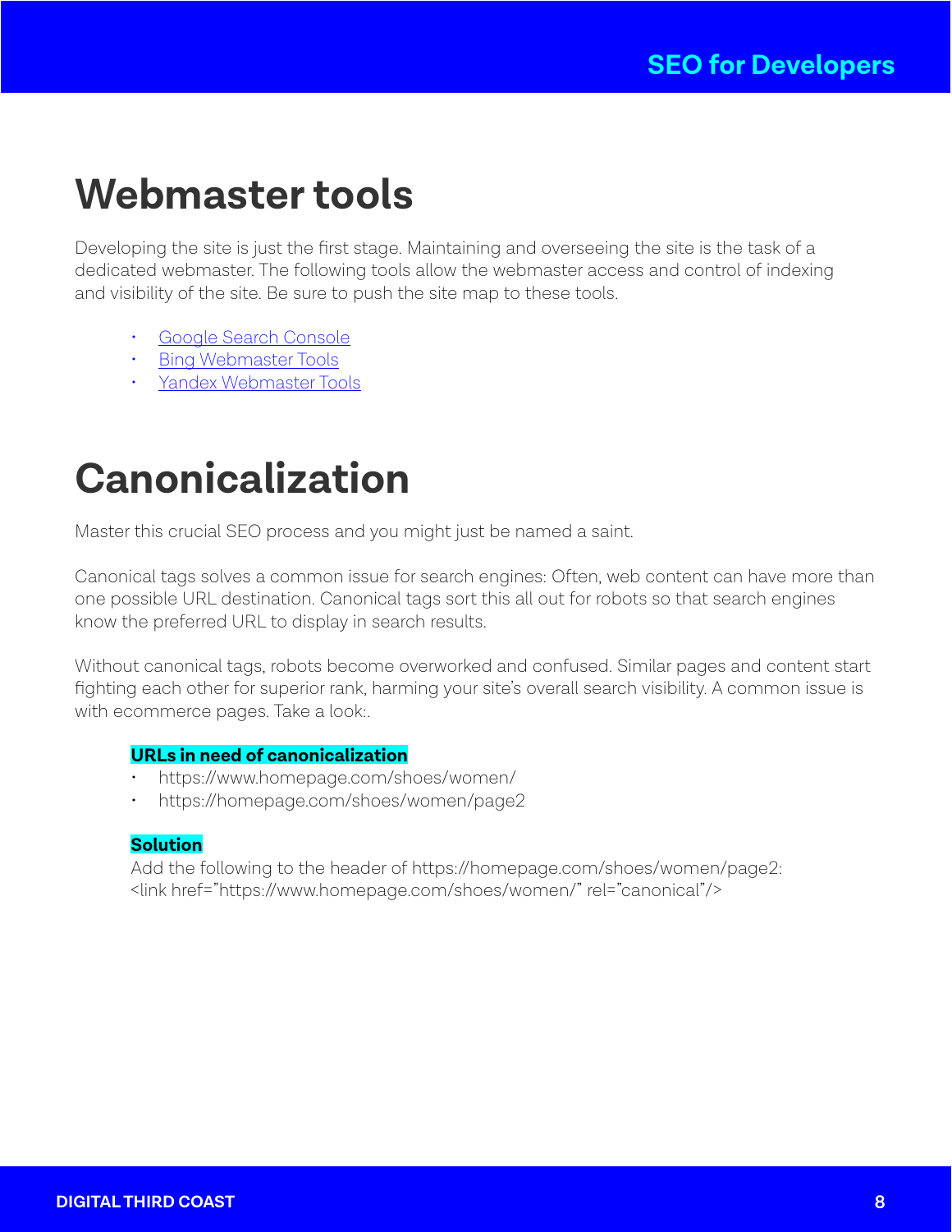# Webmaster tools

Developing the site is just the first stage. Maintaining and overseeing the site is the task of a dedicated webmaster. The following tools allow the webmaster access and control of indexing and visibility of the site. Be sure to push the site map to these tools.

- Google Search Console
- Bing Webmaster Tools
- Yandex Webmaster Tools

# Canonicalization

Master this crucial SEO process and you might just be named a saint.

Canonical tags solves a common issue for search engines: Often, web content can have more than one possible URL destination. Canonical tags sort this all out for robots so that search engines know the preferred URL to display in search results.

Without canonical tags, robots become overworked and confused. Similar pages and content start fighting each other for superior rank, harming your site's overall search visibility. A common issue is with ecommerce pages. Take a look:.

**URLs in need of canonicalization**

- https://www.homepage.com/shoes/women/
- https://homepage.com/shoes/women/page2

**Solution**

Add the following to the header of https://homepage.com/shoes/women/page2:
<link href="https://www.homepage.com/shoes/women/" rel="canonical"/>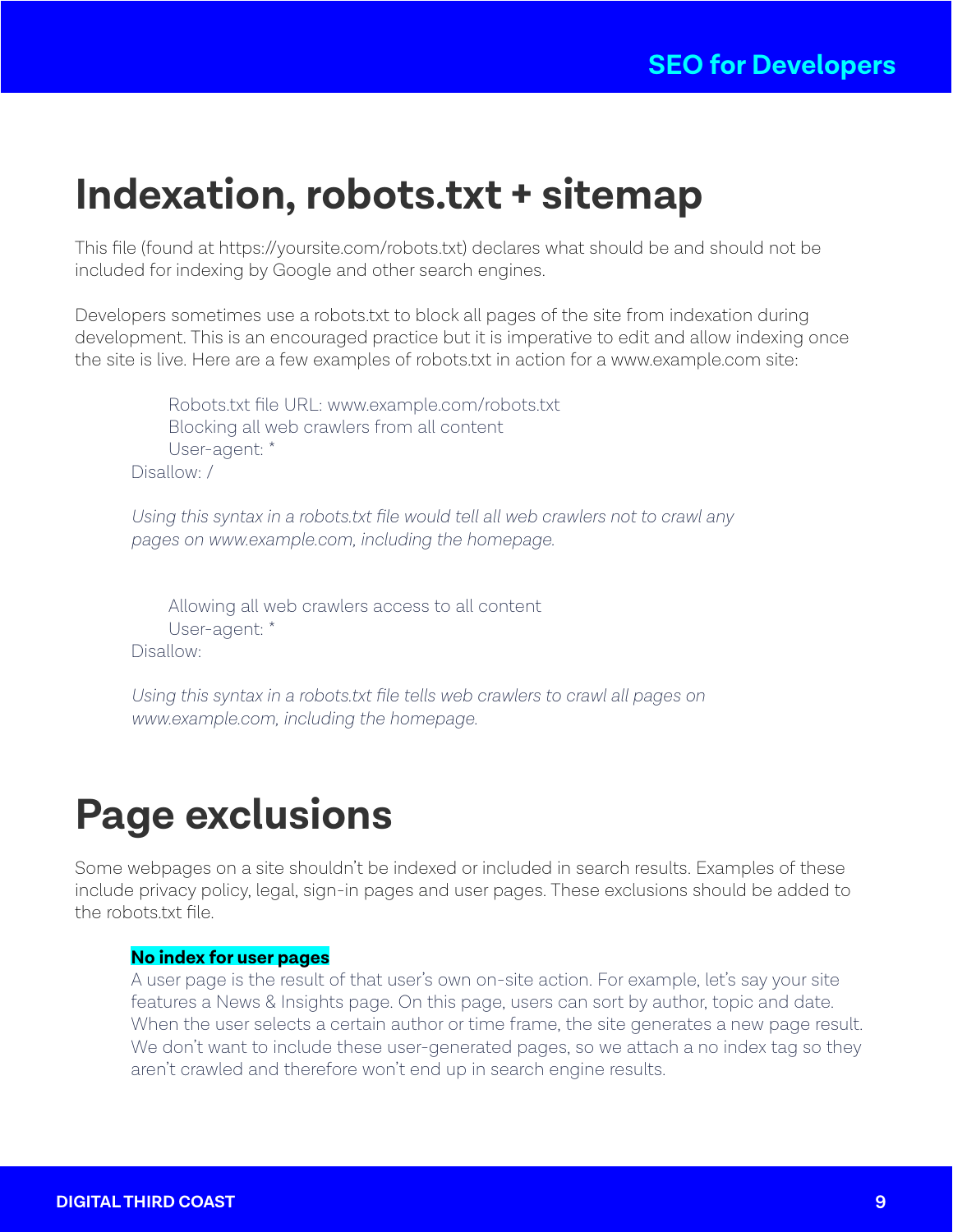# Indexation, robots.txt + sitemap

This file (found at https://yoursite.com/robots.txt) declares what should be and should not be included for indexing by Google and other search engines.

Developers sometimes use a robots.txt to block all pages of the site from indexation during development. This is an encouraged practice but it is imperative to edit and allow indexing once the site is live. Here are a few examples of robots.txt in action for a www.example.com site:

Robots.txt file URL: www.example.com/robots.txt

Blocking all web crawlers from all content

```
User-agent: *
Disallow: /
```

*Using this syntax in a robots.txt file would tell all web crawlers not to crawl any pages on www.example.com, including the homepage.*

Allowing all web crawlers access to all content

```
User-agent: *
Disallow:
```

*Using this syntax in a robots.txt file tells web crawlers to crawl all pages on www.example.com, including the homepage.*

# Page exclusions

Some webpages on a site shouldn't be indexed or included in search results. Examples of these include privacy policy, legal, sign-in pages and user pages. These exclusions should be added to the robots.txt file.

**No index for user pages**

A user page is the result of that user's own on-site action. For example, let's say your site features a News & Insights page. On this page, users can sort by author, topic and date. When the user selects a certain author or time frame, the site generates a new page result. We don't want to include these user-generated pages, so we attach a no index tag so they aren't crawled and therefore won't end up in search engine results.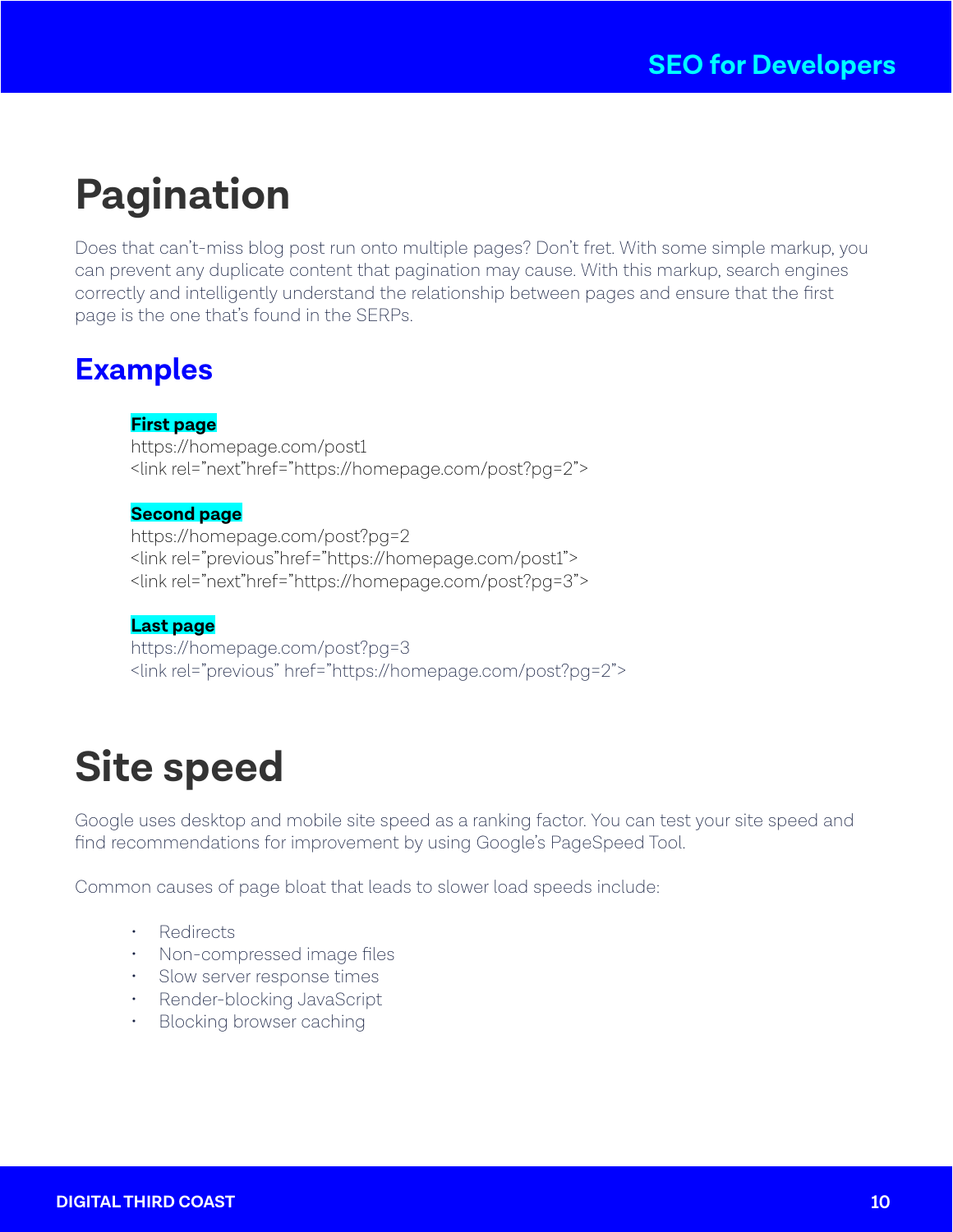# Pagination

Does that can't-miss blog post run onto multiple pages? Don't fret. With some simple markup, you can prevent any duplicate content that pagination may cause. With this markup, search engines correctly and intelligently understand the relationship between pages and ensure that the first page is the one that's found in the SERPs.

## Examples

**First page**
https://homepage.com/post1
<link rel="next"href="https://homepage.com/post?pg=2">

**Second page**
https://homepage.com/post?pg=2
<link rel="previous"href="https://homepage.com/post1">
<link rel="next"href="https://homepage.com/post?pg=3">

**Last page**
https://homepage.com/post?pg=3
<link rel="previous" href="https://homepage.com/post?pg=2">

# Site speed

Google uses desktop and mobile site speed as a ranking factor. You can test your site speed and find recommendations for improvement by using Google's PageSpeed Tool.

Common causes of page bloat that leads to slower load speeds include:

- Redirects
- Non-compressed image files
- Slow server response times
- Render-blocking JavaScript
- Blocking browser caching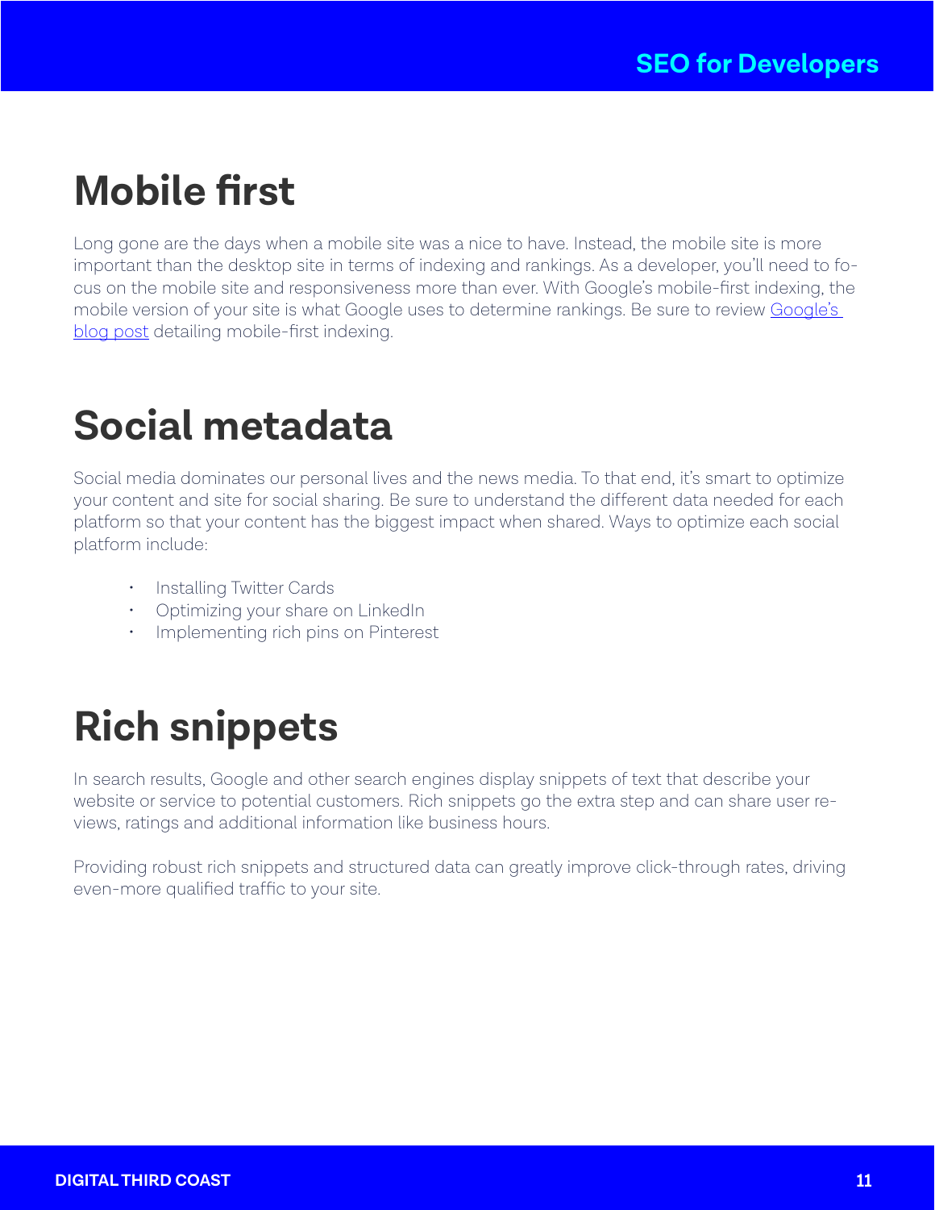# Mobile first

Long gone are the days when a mobile site was a nice to have. Instead, the mobile site is more important than the desktop site in terms of indexing and rankings. As a developer, you'll need to focus on the mobile site and responsiveness more than ever. With Google's mobile-first indexing, the mobile version of your site is what Google uses to determine rankings. Be sure to review Google's blog post detailing mobile-first indexing.

# Social metadata

Social media dominates our personal lives and the news media. To that end, it's smart to optimize your content and site for social sharing. Be sure to understand the different data needed for each platform so that your content has the biggest impact when shared. Ways to optimize each social platform include:

- Installing Twitter Cards
- Optimizing your share on LinkedIn
- Implementing rich pins on Pinterest

# Rich snippets

In search results, Google and other search engines display snippets of text that describe your website or service to potential customers. Rich snippets go the extra step and can share user reviews, ratings and additional information like business hours.

Providing robust rich snippets and structured data can greatly improve click-through rates, driving even-more qualified traffic to your site.